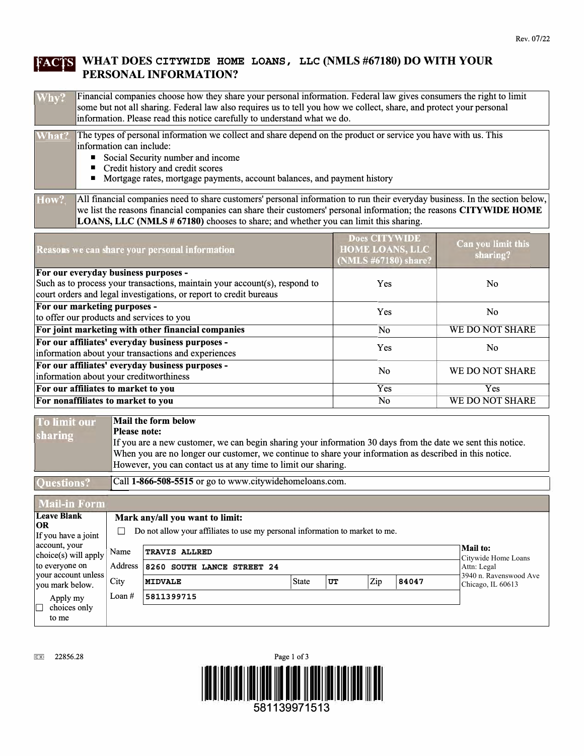Rev. 07/22

# FACTS WHAT DOES CITYWIDE HOME LOANS, LLC (NMLS #67180) DO WITH YOUR PERSONAL INFORMATION?

| | |
|---|---|
| **Why?** | Financial companies choose how they share your personal information. Federal law gives consumers the right to limit some but not all sharing. Federal law also requires us to tell you how we collect, share, and protect your personal information. Please read this notice carefully to understand what we do. |
| **What?** | The types of personal information we collect and share depend on the product or service you have with us. This information can include: <br>■ Social Security number and income <br>■ Credit history and credit scores <br>■ Mortgage rates, mortgage payments, account balances, and payment history |
| **How?** | All financial companies need to share customers' personal information to run their everyday business. In the section below, we list the reasons financial companies can share their customers' personal information; the reasons **CITYWIDE HOME LOANS, LLC (NMLS # 67180)** chooses to share; and whether you can limit this sharing. |

| Reasons we can share your personal information | Does CITYWIDE HOME LOANS, LLC (NMLS #67180) share? | Can you limit this sharing? |
|---|---|---|
| **For our everyday business purposes -** Such as to process your transactions, maintain your account(s), respond to court orders and legal investigations, or report to credit bureaus | Yes | No |
| **For our marketing purposes -** to offer our products and services to you | Yes | No |
| **For joint marketing with other financial companies** | No | WE DO NOT SHARE |
| **For our affiliates' everyday business purposes -** information about your transactions and experiences | Yes | No |
| **For our affiliates' everyday business purposes -** information about your creditworthiness | No | WE DO NOT SHARE |
| **For our affiliates to market to you** | Yes | Yes |
| **For nonaffiliates to market to you** | No | WE DO NOT SHARE |

| | |
|---|---|
| **To limit our sharing** | **Mail the form below** <br>**Please note:** <br>If you are a new customer, we can begin sharing your information 30 days from the date we sent this notice. When you are no longer our customer, we continue to share your information as described in this notice. However, you can contact us at any time to limit our sharing. |
| **Questions?** | Call **1-866-508-5515** or go to www.citywidehomeloans.com. |

## Mail-in Form

**Leave Blank**
**OR**
If you have a joint account, your choice(s) will apply to everyone on your account unless you mark below.

☐ Apply my choices only to me

**Mark any/all you want to limit:**

☐ Do not allow your affiliates to use my personal information to market to me.

| | | | | | |
|---|---|---|---|---|---|
| Name | TRAVIS ALLRED | | | | |
| Address | 8260 SOUTH LANCE STREET 24 | | | | |
| City | MIDVALE | State | UT | Zip | 84047 |
| Loan # | 5811399715 | | | | |

**Mail to:**
Citywide Home Loans
Attn: Legal
3940 n. Ravenswood Ave
Chicago, IL 60613

22856.28

581139971513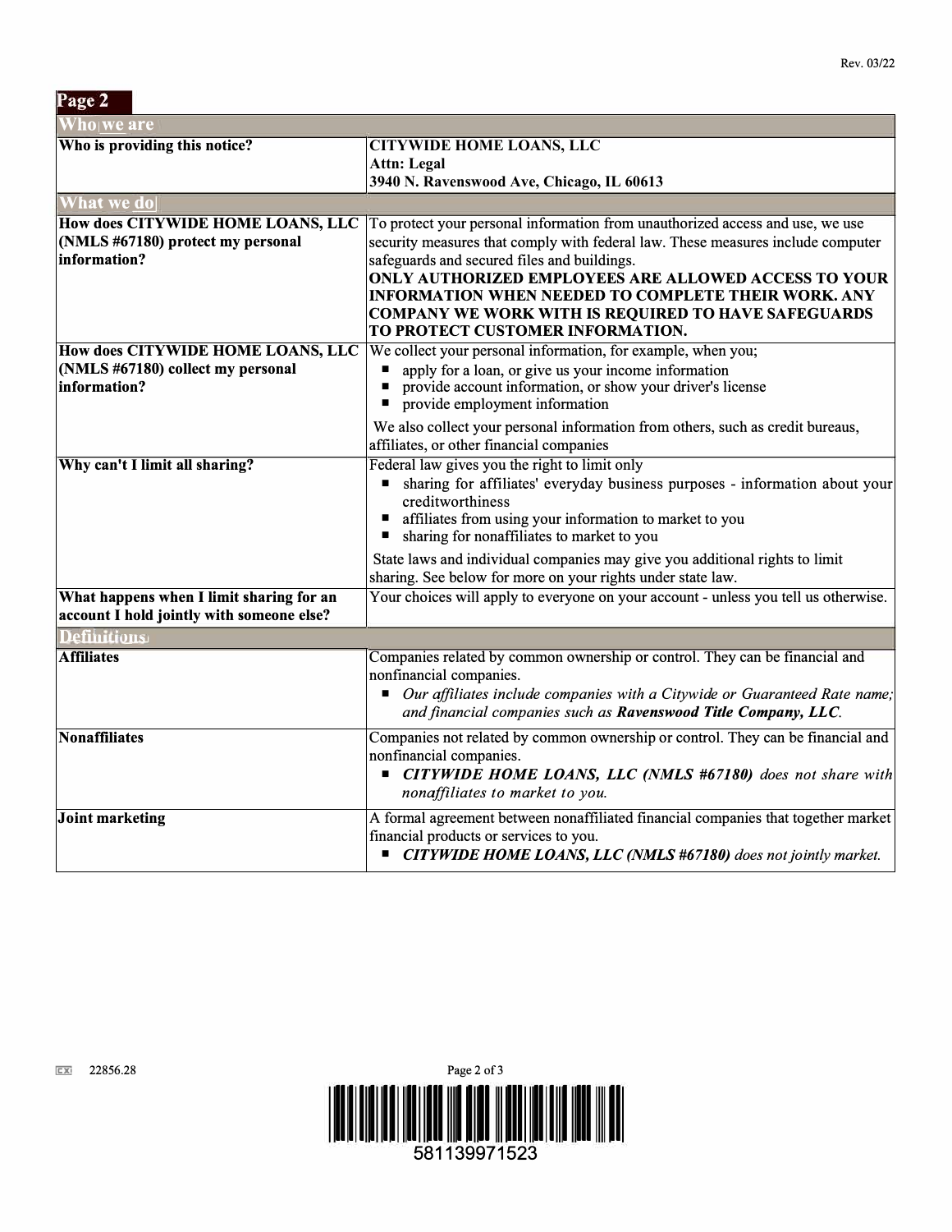Rev. 03/22

## Page 2

| Who we are | |
|---|---|
| **Who is providing this notice?** | **CITYWIDE HOME LOANS, LLC**<br>**Attn: Legal**<br>**3940 N. Ravenswood Ave, Chicago, IL 60613** |
| **What we do** | |
| **How does CITYWIDE HOME LOANS, LLC (NMLS #67180) protect my personal information?** | To protect your personal information from unauthorized access and use, we use security measures that comply with federal law. These measures include computer safeguards and secured files and buildings.<br>**ONLY AUTHORIZED EMPLOYEES ARE ALLOWED ACCESS TO YOUR INFORMATION WHEN NEEDED TO COMPLETE THEIR WORK. ANY COMPANY WE WORK WITH IS REQUIRED TO HAVE SAFEGUARDS TO PROTECT CUSTOMER INFORMATION.** |
| **How does CITYWIDE HOME LOANS, LLC (NMLS #67180) collect my personal information?** | We collect your personal information, for example, when you;<br>▪ apply for a loan, or give us your income information<br>▪ provide account information, or show your driver's license<br>▪ provide employment information<br><br>We also collect your personal information from others, such as credit bureaus, affiliates, or other financial companies |
| **Why can't I limit all sharing?** | Federal law gives you the right to limit only<br>▪ sharing for affiliates' everyday business purposes - information about your creditworthiness<br>▪ affiliates from using your information to market to you<br>▪ sharing for nonaffiliates to market to you<br><br>State laws and individual companies may give you additional rights to limit sharing. See below for more on your rights under state law. |
| **What happens when I limit sharing for an account I hold jointly with someone else?** | Your choices will apply to everyone on your account - unless you tell us otherwise. |
| **Definitions** | |
| **Affiliates** | Companies related by common ownership or control. They can be financial and nonfinancial companies.<br>▪ *Our affiliates include companies with a Citywide or Guaranteed Rate name; and financial companies such as* ***Ravenswood Title Company, LLC****.* |
| **Nonaffiliates** | Companies not related by common ownership or control. They can be financial and nonfinancial companies.<br>▪ ***CITYWIDE HOME LOANS, LLC (NMLS #67180)*** *does not share with nonaffiliates to market to you.* |
| **Joint marketing** | A formal agreement between nonaffiliated financial companies that together market financial products or services to you.<br>▪ ***CITYWIDE HOME LOANS, LLC (NMLS #67180)*** *does not jointly market.* |

22856.28

581139971523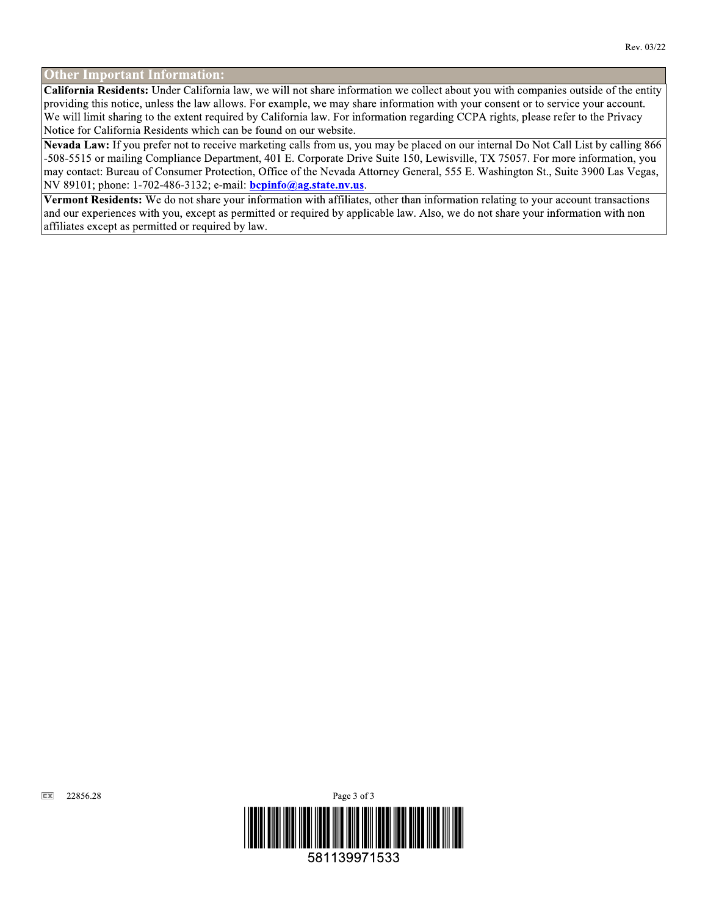## Other Important Information:

**California Residents:** Under California law, we will not share information we collect about you with companies outside of the entity providing this notice, unless the law allows. For example, we may share information with your consent or to service your account. We will limit sharing to the extent required by California law. For information regarding CCPA rights, please refer to the Privacy Notice for California Residents which can be found on our website.

**Nevada Law:** If you prefer not to receive marketing calls from us, you may be placed on our internal Do Not Call List by calling 866-508-5515 or mailing Compliance Department, 401 E. Corporate Drive Suite 150, Lewisville, TX 75057. For more information, you may contact: Bureau of Consumer Protection, Office of the Nevada Attorney General, 555 E. Washington St., Suite 3900 Las Vegas, NV 89101; phone: 1-702-486-3132; e-mail: **bcpinfo@ag.state.nv.us**.

**Vermont Residents:** We do not share your information with affiliates, other than information relating to your account transactions and our experiences with you, except as permitted or required by applicable law. Also, we do not share your information with non affiliates except as permitted or required by law.